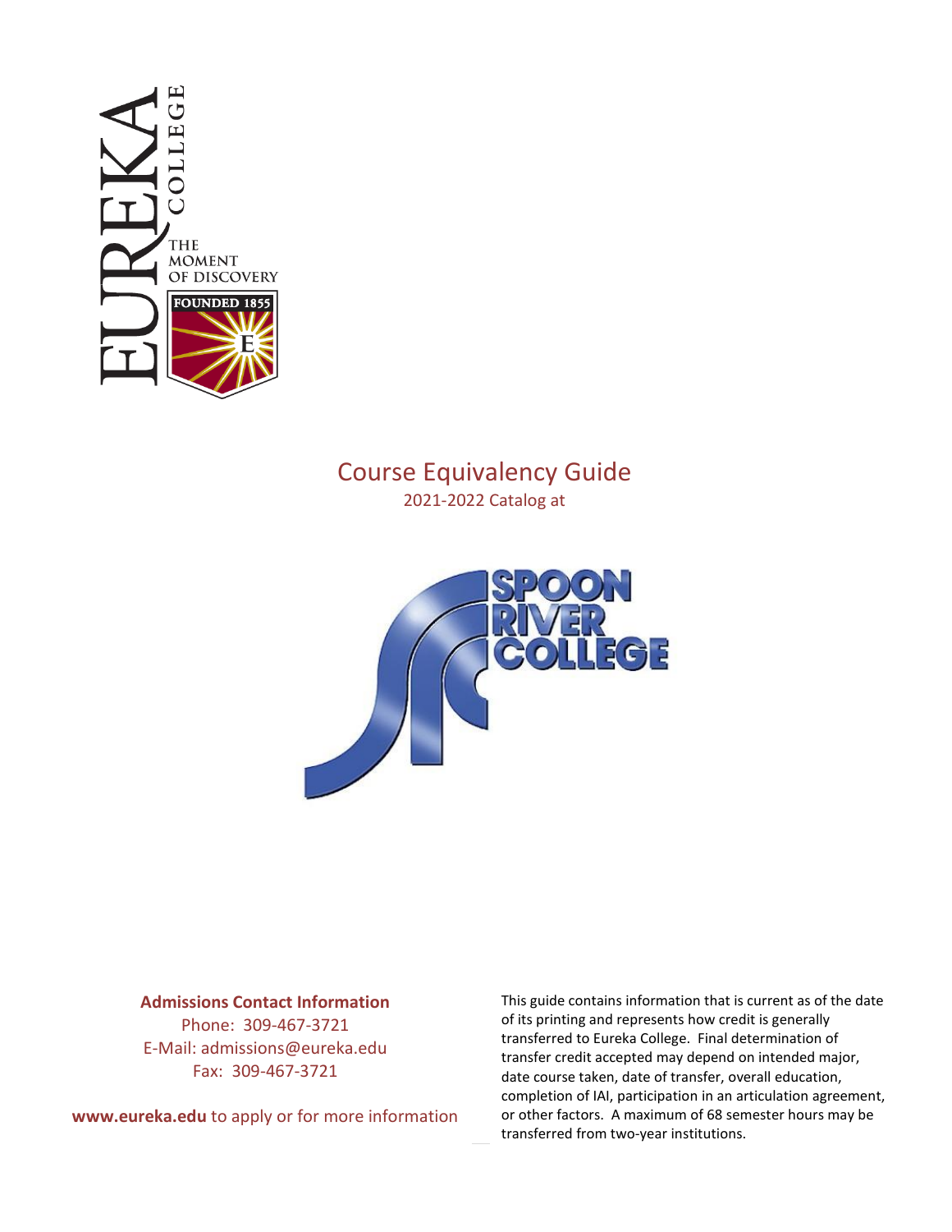# Course Equivalency Guide

2021-2022 Catalog at

**Admissions Contact Information**

Phone: 309-467-3721

E-Mail: admissions@eureka.edu

Fax: 309-467-3721

**www.eureka.edu** to apply or for more information

This guide contains information that is current as of the date of its printing and represents how credit is generally transferred to Eureka College. Final determination of transfer credit accepted may depend on intended major, date course taken, date of transfer, overall education, completion of IAI, participation in an articulation agreement, or other factors. A maximum of 68 semester hours may be transferred from two-year institutions.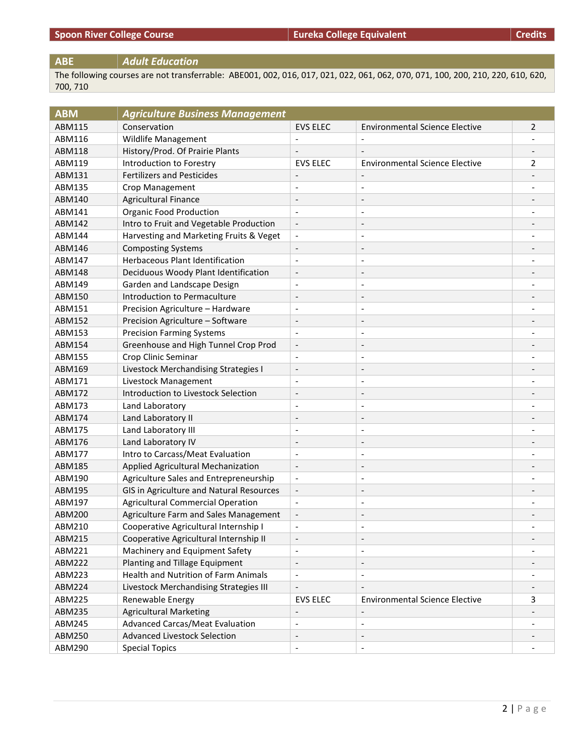| Spoon River College Course | | Eureka College Equivalent | | Credits |
|---|---|---|---|---|
| **ABE** | ***Adult Education*** | | | |
| The following courses are not transferrable: ABE001, 002, 016, 017, 021, 022, 061, 062, 070, 071, 100, 200, 210, 220, 610, 620, 700, 710 | | | | |
| **ABM** | ***Agriculture Business Management*** | | | |
| ABM115 | Conservation | EVS ELEC | Environmental Science Elective | 2 |
| ABM116 | Wildlife Management | - | - | - |
| ABM118 | History/Prod. Of Prairie Plants | - | - | - |
| ABM119 | Introduction to Forestry | EVS ELEC | Environmental Science Elective | 2 |
| ABM131 | Fertilizers and Pesticides | - | - | - |
| ABM135 | Crop Management | - | - | - |
| ABM140 | Agricultural Finance | - | - | - |
| ABM141 | Organic Food Production | - | - | - |
| ABM142 | Intro to Fruit and Vegetable Production | - | - | - |
| ABM144 | Harvesting and Marketing Fruits & Veget | - | - | - |
| ABM146 | Composting Systems | - | - | - |
| ABM147 | Herbaceous Plant Identification | - | - | - |
| ABM148 | Deciduous Woody Plant Identification | - | - | - |
| ABM149 | Garden and Landscape Design | - | - | - |
| ABM150 | Introduction to Permaculture | - | - | - |
| ABM151 | Precision Agriculture – Hardware | - | - | - |
| ABM152 | Precision Agriculture – Software | - | - | - |
| ABM153 | Precision Farming Systems | - | - | - |
| ABM154 | Greenhouse and High Tunnel Crop Prod | - | - | - |
| ABM155 | Crop Clinic Seminar | - | - | - |
| ABM169 | Livestock Merchandising Strategies I | - | - | - |
| ABM171 | Livestock Management | - | - | - |
| ABM172 | Introduction to Livestock Selection | - | - | - |
| ABM173 | Land Laboratory | - | - | - |
| ABM174 | Land Laboratory II | - | - | - |
| ABM175 | Land Laboratory III | - | - | - |
| ABM176 | Land Laboratory IV | - | - | - |
| ABM177 | Intro to Carcass/Meat Evaluation | - | - | - |
| ABM185 | Applied Agricultural Mechanization | - | - | - |
| ABM190 | Agriculture Sales and Entrepreneurship | - | - | - |
| ABM195 | GIS in Agriculture and Natural Resources | - | - | - |
| ABM197 | Agricultural Commercial Operation | - | - | - |
| ABM200 | Agriculture Farm and Sales Management | - | - | - |
| ABM210 | Cooperative Agricultural Internship I | - | - | - |
| ABM215 | Cooperative Agricultural Internship II | - | - | - |
| ABM221 | Machinery and Equipment Safety | - | - | - |
| ABM222 | Planting and Tillage Equipment | - | - | - |
| ABM223 | Health and Nutrition of Farm Animals | - | - | - |
| ABM224 | Livestock Merchandising Strategies III | - | - | - |
| ABM225 | Renewable Energy | EVS ELEC | Environmental Science Elective | 3 |
| ABM235 | Agricultural Marketing | - | - | - |
| ABM245 | Advanced Carcas/Meat Evaluation | - | - | - |
| ABM250 | Advanced Livestock Selection | - | - | - |
| ABM290 | Special Topics | - | - | - |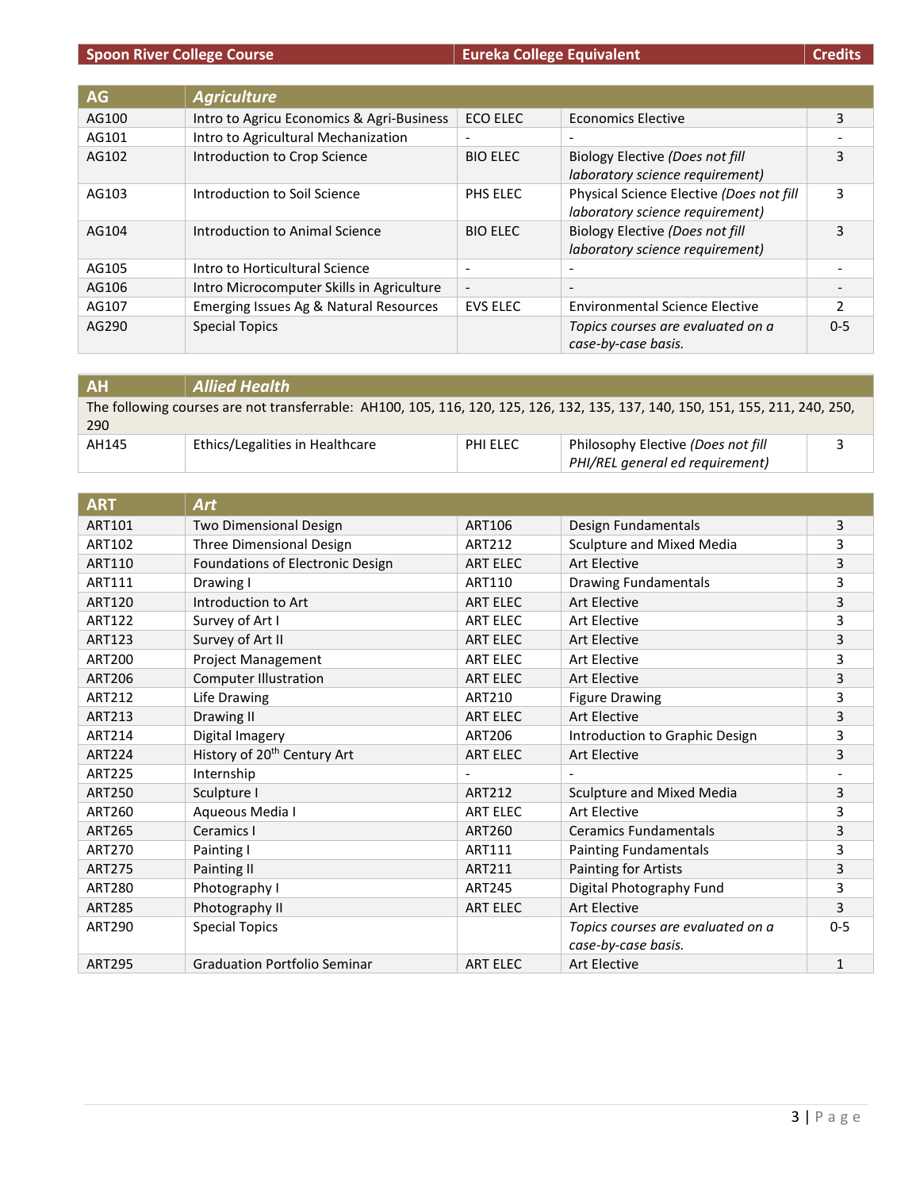| Spoon River College Course | | Eureka College Equivalent | | Credits |
|---|---|---|---|---|
| **AG** | ***Agriculture*** | | | |
| AG100 | Intro to Agricu Economics & Agri-Business | ECO ELEC | Economics Elective | 3 |
| AG101 | Intro to Agricultural Mechanization | - | - | - |
| AG102 | Introduction to Crop Science | BIO ELEC | Biology Elective *(Does not fill laboratory science requirement)* | 3 |
| AG103 | Introduction to Soil Science | PHS ELEC | Physical Science Elective *(Does not fill laboratory science requirement)* | 3 |
| AG104 | Introduction to Animal Science | BIO ELEC | Biology Elective *(Does not fill laboratory science requirement)* | 3 |
| AG105 | Intro to Horticultural Science | - | - | - |
| AG106 | Intro Microcomputer Skills in Agriculture | - | - | - |
| AG107 | Emerging Issues Ag & Natural Resources | EVS ELEC | Environmental Science Elective | 2 |
| AG290 | Special Topics | | *Topics courses are evaluated on a case-by-case basis.* | 0-5 |

| AH | *Allied Health* | | | |
|---|---|---|---|---|
| The following courses are not transferrable: AH100, 105, 116, 120, 125, 126, 132, 135, 137, 140, 150, 151, 155, 211, 240, 250, 290 | | | | |
| AH145 | Ethics/Legalities in Healthcare | PHI ELEC | Philosophy Elective *(Does not fill PHI/REL general ed requirement)* | 3 |

| ART | *Art* | | | |
|---|---|---|---|---|
| ART101 | Two Dimensional Design | ART106 | Design Fundamentals | 3 |
| ART102 | Three Dimensional Design | ART212 | Sculpture and Mixed Media | 3 |
| ART110 | Foundations of Electronic Design | ART ELEC | Art Elective | 3 |
| ART111 | Drawing I | ART110 | Drawing Fundamentals | 3 |
| ART120 | Introduction to Art | ART ELEC | Art Elective | 3 |
| ART122 | Survey of Art I | ART ELEC | Art Elective | 3 |
| ART123 | Survey of Art II | ART ELEC | Art Elective | 3 |
| ART200 | Project Management | ART ELEC | Art Elective | 3 |
| ART206 | Computer Illustration | ART ELEC | Art Elective | 3 |
| ART212 | Life Drawing | ART210 | Figure Drawing | 3 |
| ART213 | Drawing II | ART ELEC | Art Elective | 3 |
| ART214 | Digital Imagery | ART206 | Introduction to Graphic Design | 3 |
| ART224 | History of 20th Century Art | ART ELEC | Art Elective | 3 |
| ART225 | Internship | - | - | - |
| ART250 | Sculpture I | ART212 | Sculpture and Mixed Media | 3 |
| ART260 | Aqueous Media I | ART ELEC | Art Elective | 3 |
| ART265 | Ceramics I | ART260 | Ceramics Fundamentals | 3 |
| ART270 | Painting I | ART111 | Painting Fundamentals | 3 |
| ART275 | Painting II | ART211 | Painting for Artists | 3 |
| ART280 | Photography I | ART245 | Digital Photography Fund | 3 |
| ART285 | Photography II | ART ELEC | Art Elective | 3 |
| ART290 | Special Topics | | *Topics courses are evaluated on a case-by-case basis.* | 0-5 |
| ART295 | Graduation Portfolio Seminar | ART ELEC | Art Elective | 1 |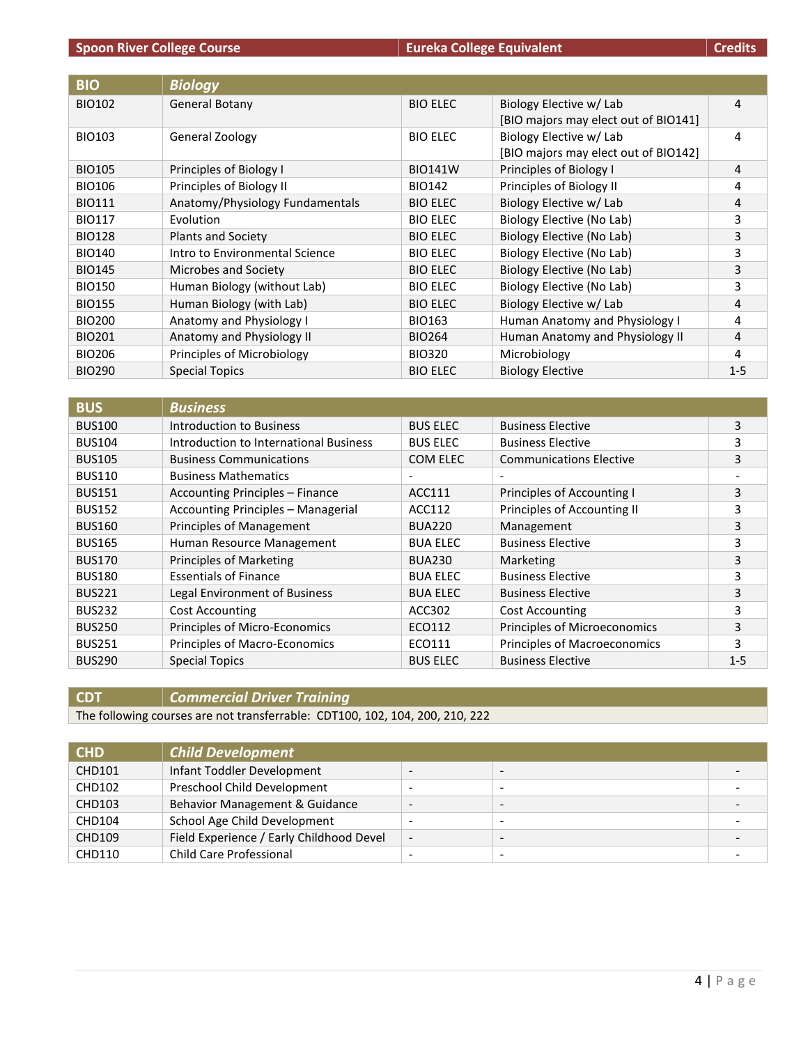| Spoon River College Course | | Eureka College Equivalent | | Credits |
|---|---|---|---|---|
| **BIO** | ***Biology*** | | | |
| BIO102 | General Botany | BIO ELEC | Biology Elective w/ Lab [BIO majors may elect out of BIO141] | 4 |
| BIO103 | General Zoology | BIO ELEC | Biology Elective w/ Lab [BIO majors may elect out of BIO142] | 4 |
| BIO105 | Principles of Biology I | BIO141W | Principles of Biology I | 4 |
| BIO106 | Principles of Biology II | BIO142 | Principles of Biology II | 4 |
| BIO111 | Anatomy/Physiology Fundamentals | BIO ELEC | Biology Elective w/ Lab | 4 |
| BIO117 | Evolution | BIO ELEC | Biology Elective (No Lab) | 3 |
| BIO128 | Plants and Society | BIO ELEC | Biology Elective (No Lab) | 3 |
| BIO140 | Intro to Environmental Science | BIO ELEC | Biology Elective (No Lab) | 3 |
| BIO145 | Microbes and Society | BIO ELEC | Biology Elective (No Lab) | 3 |
| BIO150 | Human Biology (without Lab) | BIO ELEC | Biology Elective (No Lab) | 3 |
| BIO155 | Human Biology (with Lab) | BIO ELEC | Biology Elective w/ Lab | 4 |
| BIO200 | Anatomy and Physiology I | BIO163 | Human Anatomy and Physiology I | 4 |
| BIO201 | Anatomy and Physiology II | BIO264 | Human Anatomy and Physiology II | 4 |
| BIO206 | Principles of Microbiology | BIO320 | Microbiology | 4 |
| BIO290 | Special Topics | BIO ELEC | Biology Elective | 1-5 |

| **BUS** | ***Business*** | | | |
|---|---|---|---|---|
| BUS100 | Introduction to Business | BUS ELEC | Business Elective | 3 |
| BUS104 | Introduction to International Business | BUS ELEC | Business Elective | 3 |
| BUS105 | Business Communications | COM ELEC | Communications Elective | 3 |
| BUS110 | Business Mathematics | - | - | - |
| BUS151 | Accounting Principles – Finance | ACC111 | Principles of Accounting I | 3 |
| BUS152 | Accounting Principles – Managerial | ACC112 | Principles of Accounting II | 3 |
| BUS160 | Principles of Management | BUA220 | Management | 3 |
| BUS165 | Human Resource Management | BUA ELEC | Business Elective | 3 |
| BUS170 | Principles of Marketing | BUA230 | Marketing | 3 |
| BUS180 | Essentials of Finance | BUA ELEC | Business Elective | 3 |
| BUS221 | Legal Environment of Business | BUA ELEC | Business Elective | 3 |
| BUS232 | Cost Accounting | ACC302 | Cost Accounting | 3 |
| BUS250 | Principles of Micro-Economics | ECO112 | Principles of Microeconomics | 3 |
| BUS251 | Principles of Macro-Economics | ECO111 | Principles of Macroeconomics | 3 |
| BUS290 | Special Topics | BUS ELEC | Business Elective | 1-5 |

| **CDT** | ***Commercial Driver Training*** |
|---|---|
| The following courses are not transferrable: CDT100, 102, 104, 200, 210, 222 | |

| **CHD** | ***Child Development*** | | | |
|---|---|---|---|---|
| CHD101 | Infant Toddler Development | - | - | - |
| CHD102 | Preschool Child Development | - | - | - |
| CHD103 | Behavior Management & Guidance | - | - | - |
| CHD104 | School Age Child Development | - | - | - |
| CHD109 | Field Experience / Early Childhood Devel | - | - | - |
| CHD110 | Child Care Professional | - | - | - |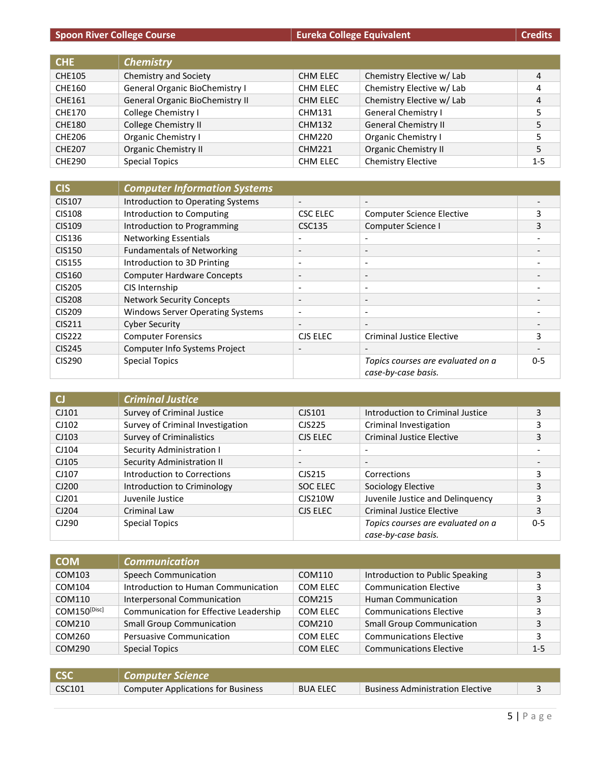| Spoon River College Course | | Eureka College Equivalent | | Credits |
|---|---|---|---|---|
| **CHE** | ***Chemistry*** | | | |
| CHE105 | Chemistry and Society | CHM ELEC | Chemistry Elective w/ Lab | 4 |
| CHE160 | General Organic BioChemistry I | CHM ELEC | Chemistry Elective w/ Lab | 4 |
| CHE161 | General Organic BioChemistry II | CHM ELEC | Chemistry Elective w/ Lab | 4 |
| CHE170 | College Chemistry I | CHM131 | General Chemistry I | 5 |
| CHE180 | College Chemistry II | CHM132 | General Chemistry II | 5 |
| CHE206 | Organic Chemistry I | CHM220 | Organic Chemistry I | 5 |
| CHE207 | Organic Chemistry II | CHM221 | Organic Chemistry II | 5 |
| CHE290 | Special Topics | CHM ELEC | Chemistry Elective | 1-5 |
| **CIS** | ***Computer Information Systems*** | | | |
| CIS107 | Introduction to Operating Systems | - | - | - |
| CIS108 | Introduction to Computing | CSC ELEC | Computer Science Elective | 3 |
| CIS109 | Introduction to Programming | CSC135 | Computer Science I | 3 |
| CIS136 | Networking Essentials | - | - | - |
| CIS150 | Fundamentals of Networking | - | - | - |
| CIS155 | Introduction to 3D Printing | - | - | - |
| CIS160 | Computer Hardware Concepts | - | - | - |
| CIS205 | CIS Internship | - | - | - |
| CIS208 | Network Security Concepts | - | - | - |
| CIS209 | Windows Server Operating Systems | - | - | - |
| CIS211 | Cyber Security | - | - | - |
| CIS222 | Computer Forensics | CJS ELEC | Criminal Justice Elective | 3 |
| CIS245 | Computer Info Systems Project | - | - | - |
| CIS290 | Special Topics | | *Topics courses are evaluated on a case-by-case basis.* | 0-5 |
| **CJ** | ***Criminal Justice*** | | | |
| CJ101 | Survey of Criminal Justice | CJS101 | Introduction to Criminal Justice | 3 |
| CJ102 | Survey of Criminal Investigation | CJS225 | Criminal Investigation | 3 |
| CJ103 | Survey of Criminalistics | CJS ELEC | Criminal Justice Elective | 3 |
| CJ104 | Security Administration I | - | - | - |
| CJ105 | Security Administration II | - | - | - |
| CJ107 | Introduction to Corrections | CJS215 | Corrections | 3 |
| CJ200 | Introduction to Criminology | SOC ELEC | Sociology Elective | 3 |
| CJ201 | Juvenile Justice | CJS210W | Juvenile Justice and Delinquency | 3 |
| CJ204 | Criminal Law | CJS ELEC | Criminal Justice Elective | 3 |
| CJ290 | Special Topics | | *Topics courses are evaluated on a case-by-case basis.* | 0-5 |
| **COM** | ***Communication*** | | | |
| COM103 | Speech Communication | COM110 | Introduction to Public Speaking | 3 |
| COM104 | Introduction to Human Communication | COM ELEC | Communication Elective | 3 |
| COM110 | Interpersonal Communication | COM215 | Human Communication | 3 |
| COM150[Disc] | Communication for Effective Leadership | COM ELEC | Communications Elective | 3 |
| COM210 | Small Group Communication | COM210 | Small Group Communication | 3 |
| COM260 | Persuasive Communication | COM ELEC | Communications Elective | 3 |
| COM290 | Special Topics | COM ELEC | Communications Elective | 1-5 |
| **CSC** | ***Computer Science*** | | | |
| CSC101 | Computer Applications for Business | BUA ELEC | Business Administration Elective | 3 |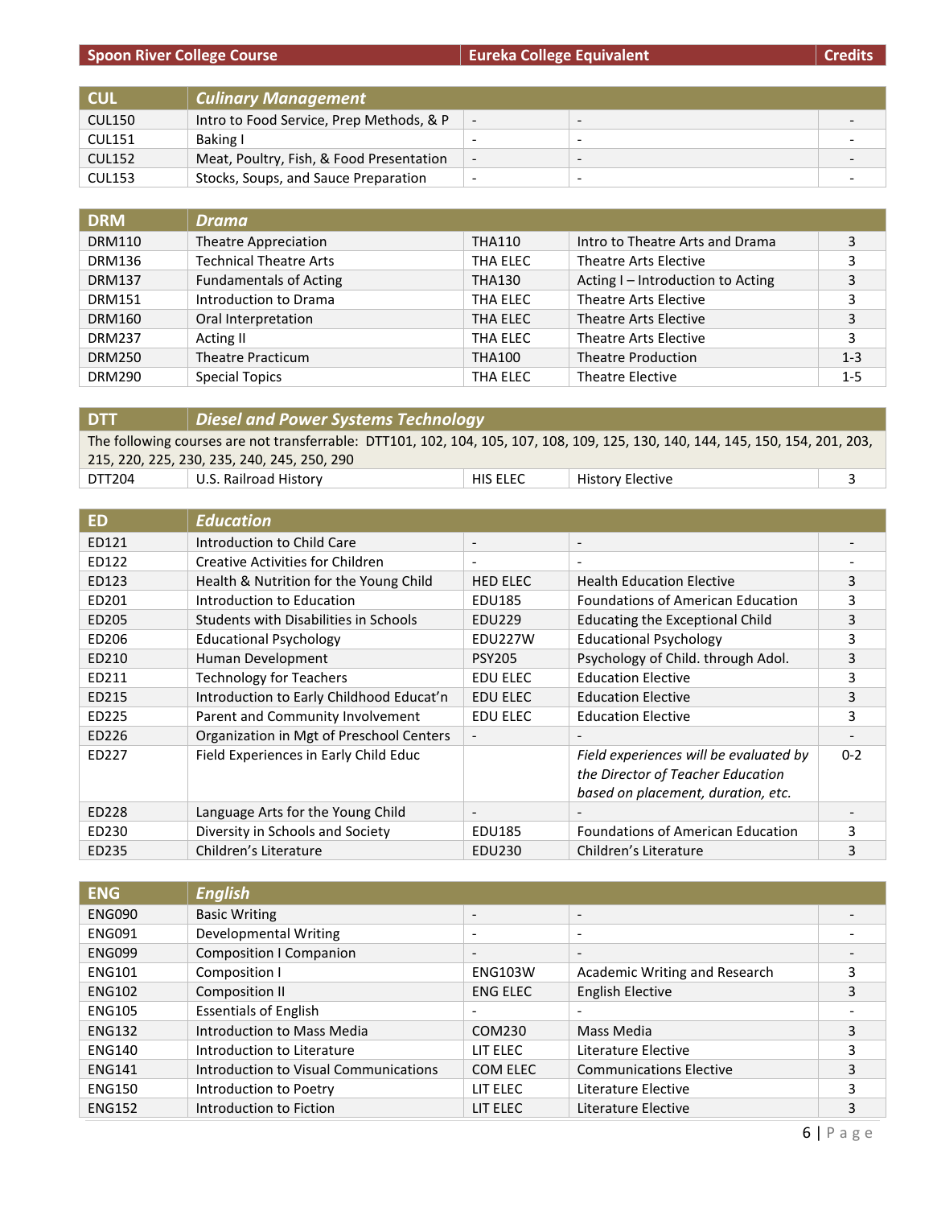| Spoon River College Course | | Eureka College Equivalent | | Credits |
|---|---|---|---|---|
| **CUL** | ***Culinary Management*** | | | |
| CUL150 | Intro to Food Service, Prep Methods, & P | - | - | - |
| CUL151 | Baking I | - | - | - |
| CUL152 | Meat, Poultry, Fish, & Food Presentation | - | - | - |
| CUL153 | Stocks, Soups, and Sauce Preparation | - | - | - |
| **DRM** | ***Drama*** | | | |
| DRM110 | Theatre Appreciation | THA110 | Intro to Theatre Arts and Drama | 3 |
| DRM136 | Technical Theatre Arts | THA ELEC | Theatre Arts Elective | 3 |
| DRM137 | Fundamentals of Acting | THA130 | Acting I – Introduction to Acting | 3 |
| DRM151 | Introduction to Drama | THA ELEC | Theatre Arts Elective | 3 |
| DRM160 | Oral Interpretation | THA ELEC | Theatre Arts Elective | 3 |
| DRM237 | Acting II | THA ELEC | Theatre Arts Elective | 3 |
| DRM250 | Theatre Practicum | THA100 | Theatre Production | 1-3 |
| DRM290 | Special Topics | THA ELEC | Theatre Elective | 1-5 |
| **DTT** | ***Diesel and Power Systems Technology*** | | | |
| The following courses are not transferrable: DTT101, 102, 104, 105, 107, 108, 109, 125, 130, 140, 144, 145, 150, 154, 201, 203, 215, 220, 225, 230, 235, 240, 245, 250, 290 | | | | |
| DTT204 | U.S. Railroad History | HIS ELEC | History Elective | 3 |
| **ED** | ***Education*** | | | |
| ED121 | Introduction to Child Care | - | - | - |
| ED122 | Creative Activities for Children | - | - | - |
| ED123 | Health & Nutrition for the Young Child | HED ELEC | Health Education Elective | 3 |
| ED201 | Introduction to Education | EDU185 | Foundations of American Education | 3 |
| ED205 | Students with Disabilities in Schools | EDU229 | Educating the Exceptional Child | 3 |
| ED206 | Educational Psychology | EDU227W | Educational Psychology | 3 |
| ED210 | Human Development | PSY205 | Psychology of Child. through Adol. | 3 |
| ED211 | Technology for Teachers | EDU ELEC | Education Elective | 3 |
| ED215 | Introduction to Early Childhood Educat'n | EDU ELEC | Education Elective | 3 |
| ED225 | Parent and Community Involvement | EDU ELEC | Education Elective | 3 |
| ED226 | Organization in Mgt of Preschool Centers | - | - | - |
| ED227 | Field Experiences in Early Child Educ | | *Field experiences will be evaluated by the Director of Teacher Education based on placement, duration, etc.* | 0-2 |
| ED228 | Language Arts for the Young Child | - | - | - |
| ED230 | Diversity in Schools and Society | EDU185 | Foundations of American Education | 3 |
| ED235 | Children's Literature | EDU230 | Children's Literature | 3 |
| **ENG** | ***English*** | | | |
| ENG090 | Basic Writing | - | - | - |
| ENG091 | Developmental Writing | - | - | - |
| ENG099 | Composition I Companion | - | - | - |
| ENG101 | Composition I | ENG103W | Academic Writing and Research | 3 |
| ENG102 | Composition II | ENG ELEC | English Elective | 3 |
| ENG105 | Essentials of English | - | - | - |
| ENG132 | Introduction to Mass Media | COM230 | Mass Media | 3 |
| ENG140 | Introduction to Literature | LIT ELEC | Literature Elective | 3 |
| ENG141 | Introduction to Visual Communications | COM ELEC | Communications Elective | 3 |
| ENG150 | Introduction to Poetry | LIT ELEC | Literature Elective | 3 |
| ENG152 | Introduction to Fiction | LIT ELEC | Literature Elective | 3 |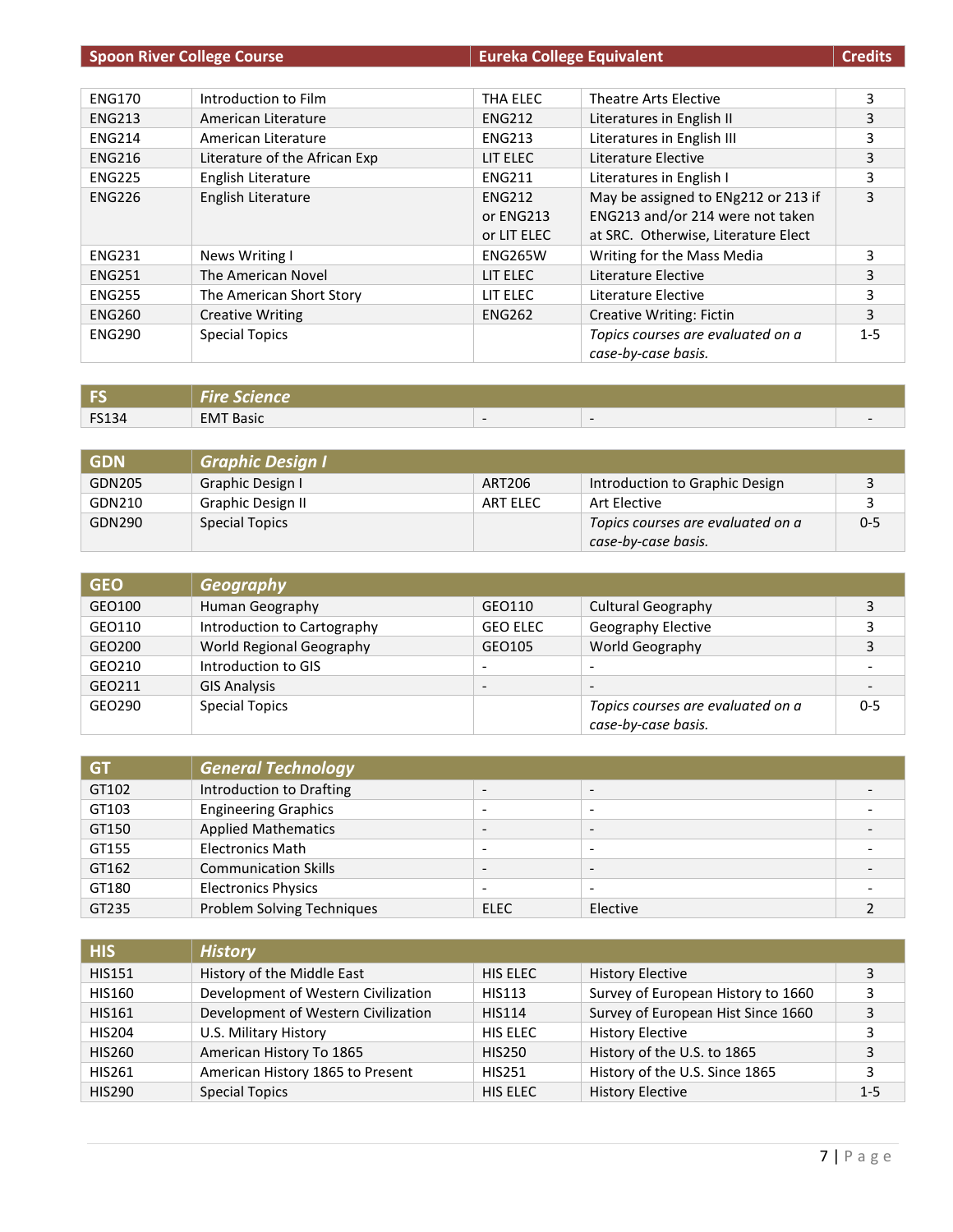| Spoon River College Course | | Eureka College Equivalent | | Credits |
|---|---|---|---|---|
| ENG170 | Introduction to Film | THA ELEC | Theatre Arts Elective | 3 |
| ENG213 | American Literature | ENG212 | Literatures in English II | 3 |
| ENG214 | American Literature | ENG213 | Literatures in English III | 3 |
| ENG216 | Literature of the African Exp | LIT ELEC | Literature Elective | 3 |
| ENG225 | English Literature | ENG211 | Literatures in English I | 3 |
| ENG226 | English Literature | ENG212 or ENG213 or LIT ELEC | May be assigned to ENg212 or 213 if ENG213 and/or 214 were not taken at SRC. Otherwise, Literature Elect | 3 |
| ENG231 | News Writing I | ENG265W | Writing for the Mass Media | 3 |
| ENG251 | The American Novel | LIT ELEC | Literature Elective | 3 |
| ENG255 | The American Short Story | LIT ELEC | Literature Elective | 3 |
| ENG260 | Creative Writing | ENG262 | Creative Writing: Fictin | 3 |
| ENG290 | Special Topics | | *Topics courses are evaluated on a case-by-case basis.* | 1-5 |

| FS | *Fire Science* | | | |
|---|---|---|---|---|
| FS134 | EMT Basic | - | - | - |

| GDN | *Graphic Design I* | | | |
|---|---|---|---|---|
| GDN205 | Graphic Design I | ART206 | Introduction to Graphic Design | 3 |
| GDN210 | Graphic Design II | ART ELEC | Art Elective | 3 |
| GDN290 | Special Topics | | *Topics courses are evaluated on a case-by-case basis.* | 0-5 |

| GEO | *Geography* | | | |
|---|---|---|---|---|
| GEO100 | Human Geography | GEO110 | Cultural Geography | 3 |
| GEO110 | Introduction to Cartography | GEO ELEC | Geography Elective | 3 |
| GEO200 | World Regional Geography | GEO105 | World Geography | 3 |
| GEO210 | Introduction to GIS | - | - | - |
| GEO211 | GIS Analysis | - | - | - |
| GEO290 | Special Topics | | *Topics courses are evaluated on a case-by-case basis.* | 0-5 |

| GT | *General Technology* | | | |
|---|---|---|---|---|
| GT102 | Introduction to Drafting | - | - | - |
| GT103 | Engineering Graphics | - | - | - |
| GT150 | Applied Mathematics | - | - | - |
| GT155 | Electronics Math | - | - | - |
| GT162 | Communication Skills | - | - | - |
| GT180 | Electronics Physics | - | - | - |
| GT235 | Problem Solving Techniques | ELEC | Elective | 2 |

| HIS | *History* | | | |
|---|---|---|---|---|
| HIS151 | History of the Middle East | HIS ELEC | History Elective | 3 |
| HIS160 | Development of Western Civilization | HIS113 | Survey of European History to 1660 | 3 |
| HIS161 | Development of Western Civilization | HIS114 | Survey of European Hist Since 1660 | 3 |
| HIS204 | U.S. Military History | HIS ELEC | History Elective | 3 |
| HIS260 | American History To 1865 | HIS250 | History of the U.S. to 1865 | 3 |
| HIS261 | American History 1865 to Present | HIS251 | History of the U.S. Since 1865 | 3 |
| HIS290 | Special Topics | HIS ELEC | History Elective | 1-5 |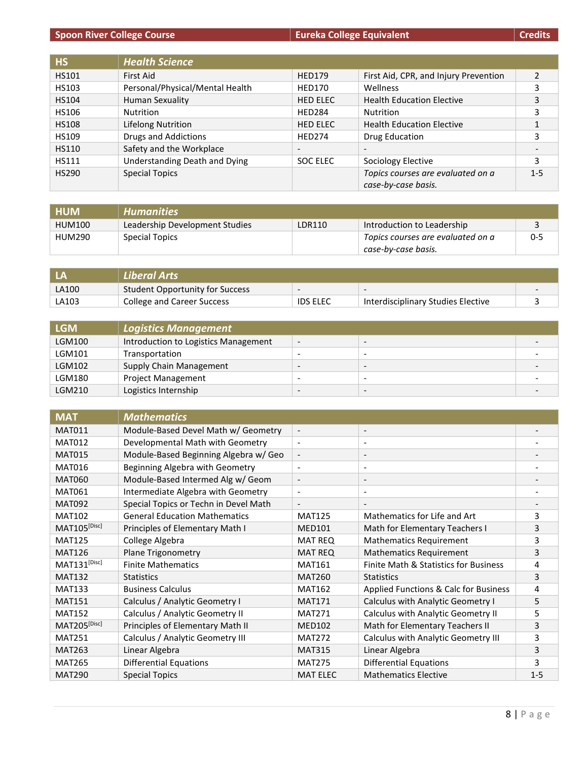| Spoon River College Course | | Eureka College Equivalent | | Credits |
|---|---|---|---|---|
| **HS** | ***Health Science*** | | | |
| HS101 | First Aid | HED179 | First Aid, CPR, and Injury Prevention | 2 |
| HS103 | Personal/Physical/Mental Health | HED170 | Wellness | 3 |
| HS104 | Human Sexuality | HED ELEC | Health Education Elective | 3 |
| HS106 | Nutrition | HED284 | Nutrition | 3 |
| HS108 | Lifelong Nutrition | HED ELEC | Health Education Elective | 1 |
| HS109 | Drugs and Addictions | HED274 | Drug Education | 3 |
| HS110 | Safety and the Workplace | - | - | - |
| HS111 | Understanding Death and Dying | SOC ELEC | Sociology Elective | 3 |
| HS290 | Special Topics | | *Topics courses are evaluated on a case-by-case basis.* | 1-5 |
| **HUM** | ***Humanities*** | | | |
| HUM100 | Leadership Development Studies | LDR110 | Introduction to Leadership | 3 |
| HUM290 | Special Topics | | *Topics courses are evaluated on a case-by-case basis.* | 0-5 |
| **LA** | ***Liberal Arts*** | | | |
| LA100 | Student Opportunity for Success | - | - | - |
| LA103 | College and Career Success | IDS ELEC | Interdisciplinary Studies Elective | 3 |
| **LGM** | ***Logistics Management*** | | | |
| LGM100 | Introduction to Logistics Management | - | - | - |
| LGM101 | Transportation | - | - | - |
| LGM102 | Supply Chain Management | - | - | - |
| LGM180 | Project Management | - | - | - |
| LGM210 | Logistics Internship | - | - | - |
| **MAT** | ***Mathematics*** | | | |
| MAT011 | Module-Based Devel Math w/ Geometry | - | - | - |
| MAT012 | Developmental Math with Geometry | - | - | - |
| MAT015 | Module-Based Beginning Algebra w/ Geo | - | - | - |
| MAT016 | Beginning Algebra with Geometry | - | - | - |
| MAT060 | Module-Based Intermed Alg w/ Geom | - | - | - |
| MAT061 | Intermediate Algebra with Geometry | - | - | - |
| MAT092 | Special Topics or Techn in Devel Math | - | - | - |
| MAT102 | General Education Mathematics | MAT125 | Mathematics for Life and Art | 3 |
| MAT105[Disc] | Principles of Elementary Math I | MED101 | Math for Elementary Teachers I | 3 |
| MAT125 | College Algebra | MAT REQ | Mathematics Requirement | 3 |
| MAT126 | Plane Trigonometry | MAT REQ | Mathematics Requirement | 3 |
| MAT131[Disc] | Finite Mathematics | MAT161 | Finite Math & Statistics for Business | 4 |
| MAT132 | Statistics | MAT260 | Statistics | 3 |
| MAT133 | Business Calculus | MAT162 | Applied Functions & Calc for Business | 4 |
| MAT151 | Calculus / Analytic Geometry I | MAT171 | Calculus with Analytic Geometry I | 5 |
| MAT152 | Calculus / Analytic Geometry II | MAT271 | Calculus with Analytic Geometry II | 5 |
| MAT205[Disc] | Principles of Elementary Math II | MED102 | Math for Elementary Teachers II | 3 |
| MAT251 | Calculus / Analytic Geometry III | MAT272 | Calculus with Analytic Geometry III | 3 |
| MAT263 | Linear Algebra | MAT315 | Linear Algebra | 3 |
| MAT265 | Differential Equations | MAT275 | Differential Equations | 3 |
| MAT290 | Special Topics | MAT ELEC | Mathematics Elective | 1-5 |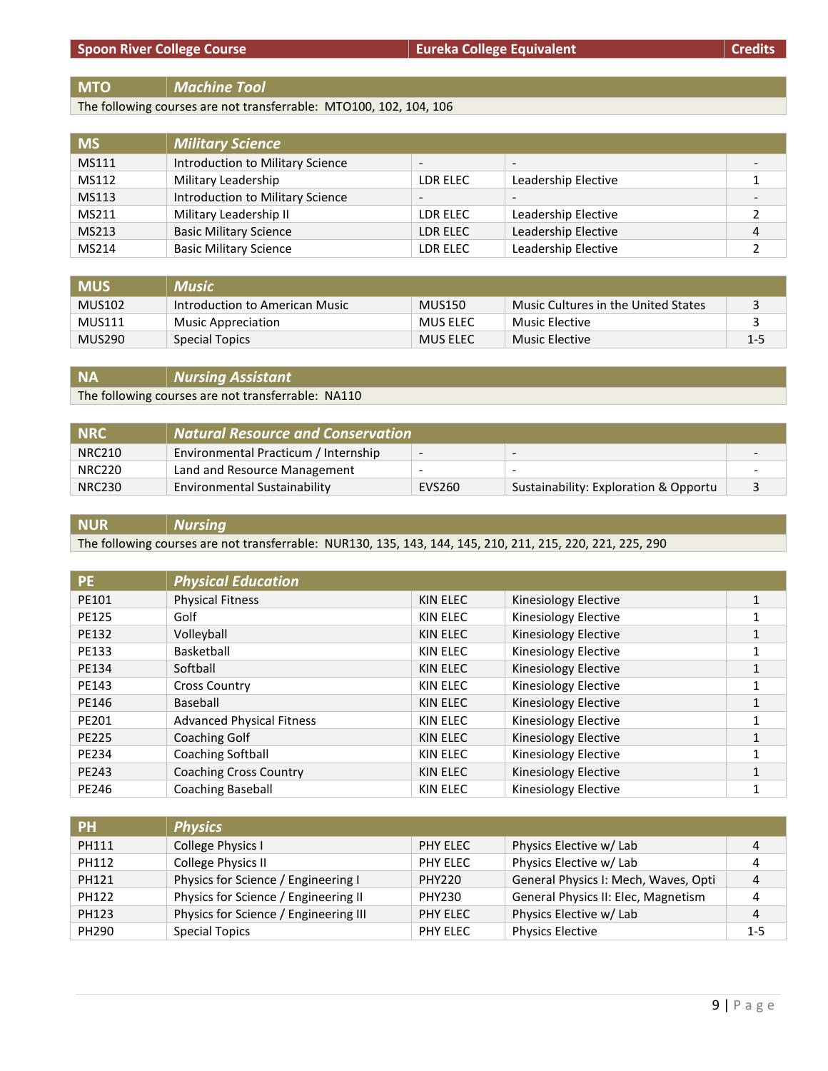| Spoon River College Course | | Eureka College Equivalent | | Credits |
|---|---|---|---|---|

| MTO | *Machine Tool* | | | |
|---|---|---|---|---|
| The following courses are not transferrable: MTO100, 102, 104, 106 | | | | |

| MS | *Military Science* | | | |
|---|---|---|---|---|
| MS111 | Introduction to Military Science | - | - | - |
| MS112 | Military Leadership | LDR ELEC | Leadership Elective | 1 |
| MS113 | Introduction to Military Science | - | - | - |
| MS211 | Military Leadership II | LDR ELEC | Leadership Elective | 2 |
| MS213 | Basic Military Science | LDR ELEC | Leadership Elective | 4 |
| MS214 | Basic Military Science | LDR ELEC | Leadership Elective | 2 |

| MUS | *Music* | | | |
|---|---|---|---|---|
| MUS102 | Introduction to American Music | MUS150 | Music Cultures in the United States | 3 |
| MUS111 | Music Appreciation | MUS ELEC | Music Elective | 3 |
| MUS290 | Special Topics | MUS ELEC | Music Elective | 1-5 |

| NA | *Nursing Assistant* | | | |
|---|---|---|---|---|
| The following courses are not transferrable: NA110 | | | | |

| NRC | *Natural Resource and Conservation* | | | |
|---|---|---|---|---|
| NRC210 | Environmental Practicum / Internship | - | - | - |
| NRC220 | Land and Resource Management | - | - | - |
| NRC230 | Environmental Sustainability | EVS260 | Sustainability: Exploration & Opportu | 3 |

| NUR | *Nursing* | | | |
|---|---|---|---|---|
| The following courses are not transferrable: NUR130, 135, 143, 144, 145, 210, 211, 215, 220, 221, 225, 290 | | | | |

| PE | *Physical Education* | | | |
|---|---|---|---|---|
| PE101 | Physical Fitness | KIN ELEC | Kinesiology Elective | 1 |
| PE125 | Golf | KIN ELEC | Kinesiology Elective | 1 |
| PE132 | Volleyball | KIN ELEC | Kinesiology Elective | 1 |
| PE133 | Basketball | KIN ELEC | Kinesiology Elective | 1 |
| PE134 | Softball | KIN ELEC | Kinesiology Elective | 1 |
| PE143 | Cross Country | KIN ELEC | Kinesiology Elective | 1 |
| PE146 | Baseball | KIN ELEC | Kinesiology Elective | 1 |
| PE201 | Advanced Physical Fitness | KIN ELEC | Kinesiology Elective | 1 |
| PE225 | Coaching Golf | KIN ELEC | Kinesiology Elective | 1 |
| PE234 | Coaching Softball | KIN ELEC | Kinesiology Elective | 1 |
| PE243 | Coaching Cross Country | KIN ELEC | Kinesiology Elective | 1 |
| PE246 | Coaching Baseball | KIN ELEC | Kinesiology Elective | 1 |

| PH | *Physics* | | | |
|---|---|---|---|---|
| PH111 | College Physics I | PHY ELEC | Physics Elective w/ Lab | 4 |
| PH112 | College Physics II | PHY ELEC | Physics Elective w/ Lab | 4 |
| PH121 | Physics for Science / Engineering I | PHY220 | General Physics I: Mech, Waves, Opti | 4 |
| PH122 | Physics for Science / Engineering II | PHY230 | General Physics II: Elec, Magnetism | 4 |
| PH123 | Physics for Science / Engineering III | PHY ELEC | Physics Elective w/ Lab | 4 |
| PH290 | Special Topics | PHY ELEC | Physics Elective | 1-5 |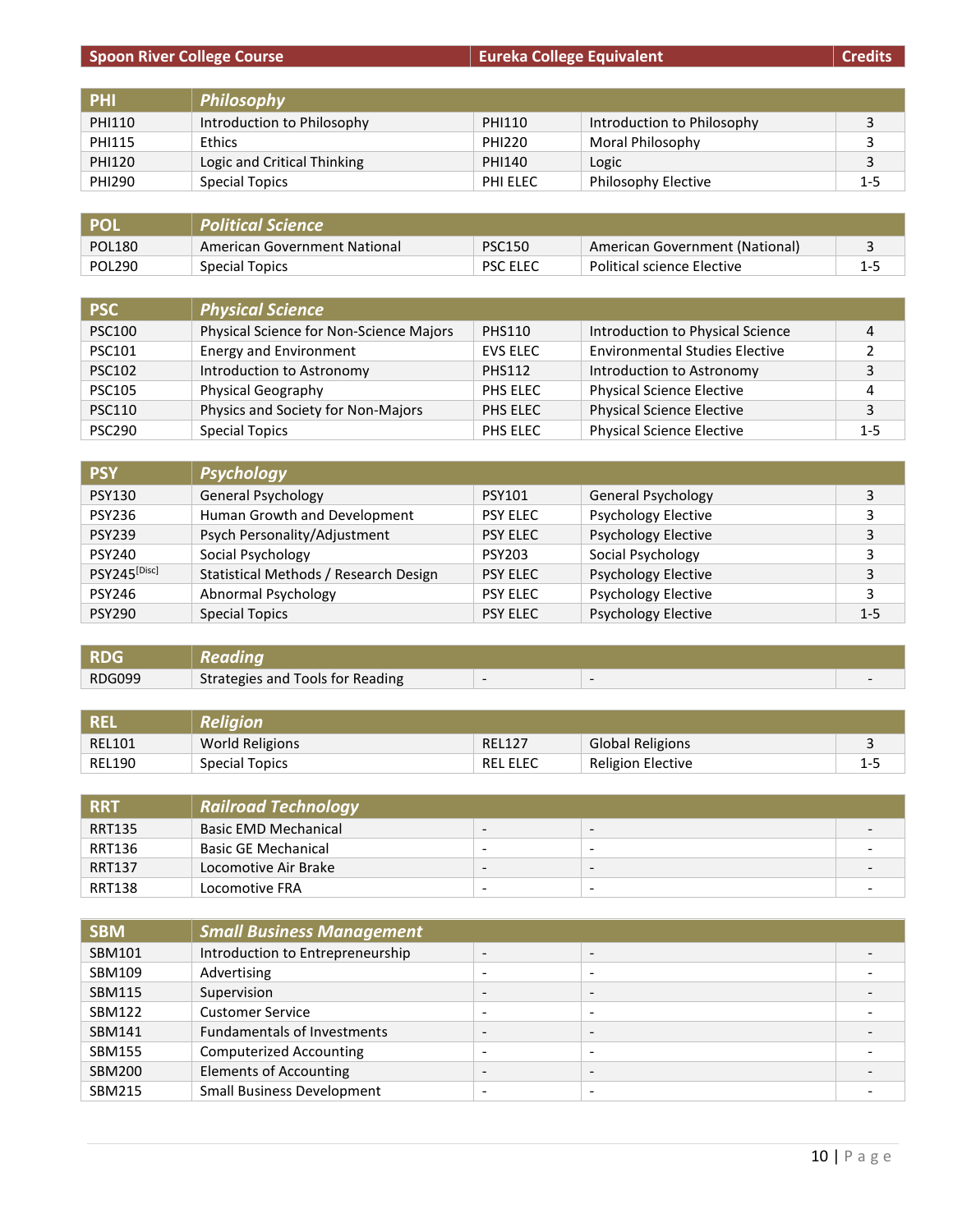| Spoon River College Course | | Eureka College Equivalent | | Credits |
|---|---|---|---|---|
| **PHI** | ***Philosophy*** | | | |
| PHI110 | Introduction to Philosophy | PHI110 | Introduction to Philosophy | 3 |
| PHI115 | Ethics | PHI220 | Moral Philosophy | 3 |
| PHI120 | Logic and Critical Thinking | PHI140 | Logic | 3 |
| PHI290 | Special Topics | PHI ELEC | Philosophy Elective | 1-5 |
| **POL** | ***Political Science*** | | | |
| POL180 | American Government National | PSC150 | American Government (National) | 3 |
| POL290 | Special Topics | PSC ELEC | Political science Elective | 1-5 |
| **PSC** | ***Physical Science*** | | | |
| PSC100 | Physical Science for Non-Science Majors | PHS110 | Introduction to Physical Science | 4 |
| PSC101 | Energy and Environment | EVS ELEC | Environmental Studies Elective | 2 |
| PSC102 | Introduction to Astronomy | PHS112 | Introduction to Astronomy | 3 |
| PSC105 | Physical Geography | PHS ELEC | Physical Science Elective | 4 |
| PSC110 | Physics and Society for Non-Majors | PHS ELEC | Physical Science Elective | 3 |
| PSC290 | Special Topics | PHS ELEC | Physical Science Elective | 1-5 |
| **PSY** | ***Psychology*** | | | |
| PSY130 | General Psychology | PSY101 | General Psychology | 3 |
| PSY236 | Human Growth and Development | PSY ELEC | Psychology Elective | 3 |
| PSY239 | Psych Personality/Adjustment | PSY ELEC | Psychology Elective | 3 |
| PSY240 | Social Psychology | PSY203 | Social Psychology | 3 |
| PSY245[Disc] | Statistical Methods / Research Design | PSY ELEC | Psychology Elective | 3 |
| PSY246 | Abnormal Psychology | PSY ELEC | Psychology Elective | 3 |
| PSY290 | Special Topics | PSY ELEC | Psychology Elective | 1-5 |
| **RDG** | ***Reading*** | | | |
| RDG099 | Strategies and Tools for Reading | - | - | - |
| **REL** | ***Religion*** | | | |
| REL101 | World Religions | REL127 | Global Religions | 3 |
| REL190 | Special Topics | REL ELEC | Religion Elective | 1-5 |
| **RRT** | ***Railroad Technology*** | | | |
| RRT135 | Basic EMD Mechanical | - | - | - |
| RRT136 | Basic GE Mechanical | - | - | - |
| RRT137 | Locomotive Air Brake | - | - | - |
| RRT138 | Locomotive FRA | - | - | - |
| **SBM** | ***Small Business Management*** | | | |
| SBM101 | Introduction to Entrepreneurship | - | - | - |
| SBM109 | Advertising | - | - | - |
| SBM115 | Supervision | - | - | - |
| SBM122 | Customer Service | - | - | - |
| SBM141 | Fundamentals of Investments | - | - | - |
| SBM155 | Computerized Accounting | - | - | - |
| SBM200 | Elements of Accounting | - | - | - |
| SBM215 | Small Business Development | - | - | - |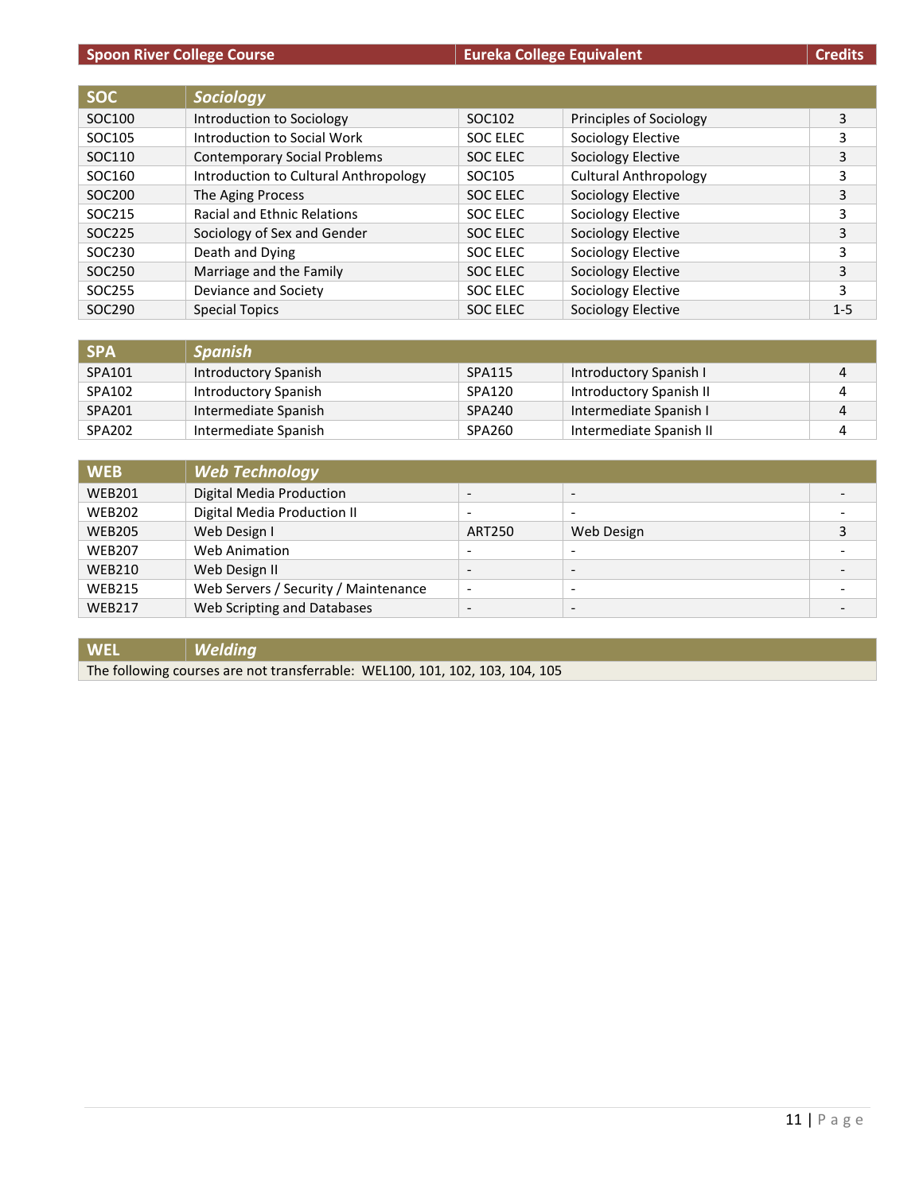| Spoon River College Course | | Eureka College Equivalent | | Credits |
|---|---|---|---|---|
| **SOC** | ***Sociology*** | | | |
| SOC100 | Introduction to Sociology | SOC102 | Principles of Sociology | 3 |
| SOC105 | Introduction to Social Work | SOC ELEC | Sociology Elective | 3 |
| SOC110 | Contemporary Social Problems | SOC ELEC | Sociology Elective | 3 |
| SOC160 | Introduction to Cultural Anthropology | SOC105 | Cultural Anthropology | 3 |
| SOC200 | The Aging Process | SOC ELEC | Sociology Elective | 3 |
| SOC215 | Racial and Ethnic Relations | SOC ELEC | Sociology Elective | 3 |
| SOC225 | Sociology of Sex and Gender | SOC ELEC | Sociology Elective | 3 |
| SOC230 | Death and Dying | SOC ELEC | Sociology Elective | 3 |
| SOC250 | Marriage and the Family | SOC ELEC | Sociology Elective | 3 |
| SOC255 | Deviance and Society | SOC ELEC | Sociology Elective | 3 |
| SOC290 | Special Topics | SOC ELEC | Sociology Elective | 1-5 |
| **SPA** | ***Spanish*** | | | |
| SPA101 | Introductory Spanish | SPA115 | Introductory Spanish I | 4 |
| SPA102 | Introductory Spanish | SPA120 | Introductory Spanish II | 4 |
| SPA201 | Intermediate Spanish | SPA240 | Intermediate Spanish I | 4 |
| SPA202 | Intermediate Spanish | SPA260 | Intermediate Spanish II | 4 |
| **WEB** | ***Web Technology*** | | | |
| WEB201 | Digital Media Production | - | - | - |
| WEB202 | Digital Media Production II | - | - | - |
| WEB205 | Web Design I | ART250 | Web Design | 3 |
| WEB207 | Web Animation | - | - | - |
| WEB210 | Web Design II | - | - | - |
| WEB215 | Web Servers / Security / Maintenance | - | - | - |
| WEB217 | Web Scripting and Databases | - | - | - |
| **WEL** | ***Welding*** | | | |
| The following courses are not transferrable: WEL100, 101, 102, 103, 104, 105 | | | | |